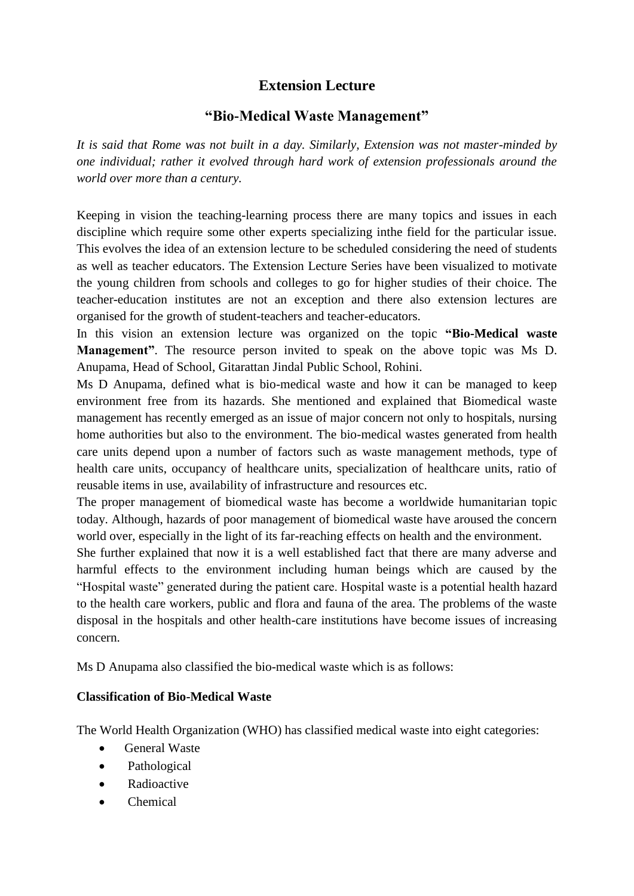# Extension Lecture

## "Bio-Medical Waste Management"

*It is said that Rome was not built in a day. Similarly, Extension was not master-minded by one individual; rather it evolved through hard work of extension professionals around the world over more than a century.*

Keeping in vision the teaching-learning process there are many topics and issues in each discipline which require some other experts specializing inthe field for the particular issue. This evolves the idea of an extension lecture to be scheduled considering the need of students as well as teacher educators. The Extension Lecture Series have been visualized to motivate the young children from schools and colleges to go for higher studies of their choice. The teacher-education institutes are not an exception and there also extension lectures are organised for the growth of student-teachers and teacher-educators.

In this vision an extension lecture was organized on the topic **"Bio-Medical waste Management"**. The resource person invited to speak on the above topic was Ms D. Anupama, Head of School, Gitarattan Jindal Public School, Rohini.

Ms D Anupama, defined what is bio-medical waste and how it can be managed to keep environment free from its hazards. She mentioned and explained that Biomedical waste management has recently emerged as an issue of major concern not only to hospitals, nursing home authorities but also to the environment. The bio-medical wastes generated from health care units depend upon a number of factors such as waste management methods, type of health care units, occupancy of healthcare units, specialization of healthcare units, ratio of reusable items in use, availability of infrastructure and resources etc.

The proper management of biomedical waste has become a worldwide humanitarian topic today. Although, hazards of poor management of biomedical waste have aroused the concern world over, especially in the light of its far-reaching effects on health and the environment.

She further explained that now it is a well established fact that there are many adverse and harmful effects to the environment including human beings which are caused by the "Hospital waste" generated during the patient care. Hospital waste is a potential health hazard to the health care workers, public and flora and fauna of the area. The problems of the waste disposal in the hospitals and other health-care institutions have become issues of increasing concern.

Ms D Anupama also classified the bio-medical waste which is as follows:

**Classification of Bio-Medical Waste**

The World Health Organization (WHO) has classified medical waste into eight categories:

- General Waste
- Pathological
- Radioactive
- Chemical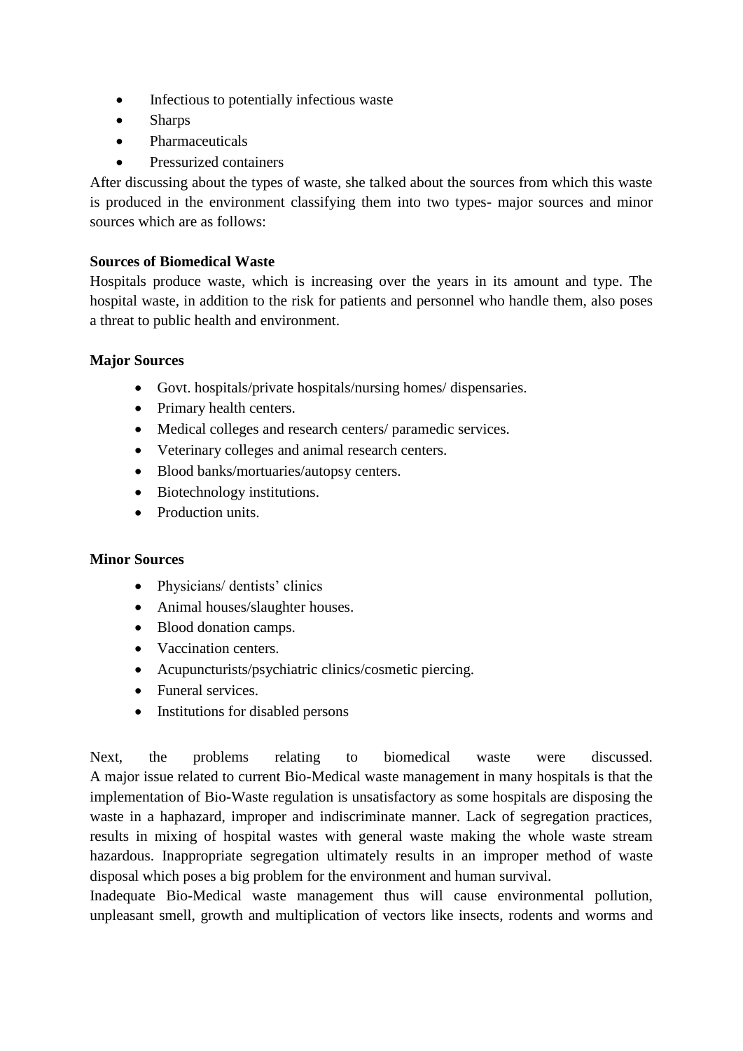- Infectious to potentially infectious waste
- Sharps
- Pharmaceuticals
- Pressurized containers

After discussing about the types of waste, she talked about the sources from which this waste is produced in the environment classifying them into two types- major sources and minor sources which are as follows:

**Sources of Biomedical Waste**

Hospitals produce waste, which is increasing over the years in its amount and type. The hospital waste, in addition to the risk for patients and personnel who handle them, also poses a threat to public health and environment.

**Major Sources**

- Govt. hospitals/private hospitals/nursing homes/ dispensaries.
- Primary health centers.
- Medical colleges and research centers/ paramedic services.
- Veterinary colleges and animal research centers.
- Blood banks/mortuaries/autopsy centers.
- Biotechnology institutions.
- Production units.

**Minor Sources**

- Physicians/ dentists' clinics
- Animal houses/slaughter houses.
- Blood donation camps.
- Vaccination centers.
- Acupuncturists/psychiatric clinics/cosmetic piercing.
- Funeral services.
- Institutions for disabled persons

Next, the problems relating to biomedical waste were discussed.
A major issue related to current Bio-Medical waste management in many hospitals is that the implementation of Bio-Waste regulation is unsatisfactory as some hospitals are disposing the waste in a haphazard, improper and indiscriminate manner. Lack of segregation practices, results in mixing of hospital wastes with general waste making the whole waste stream hazardous. Inappropriate segregation ultimately results in an improper method of waste disposal which poses a big problem for the environment and human survival.
Inadequate Bio-Medical waste management thus will cause environmental pollution, unpleasant smell, growth and multiplication of vectors like insects, rodents and worms and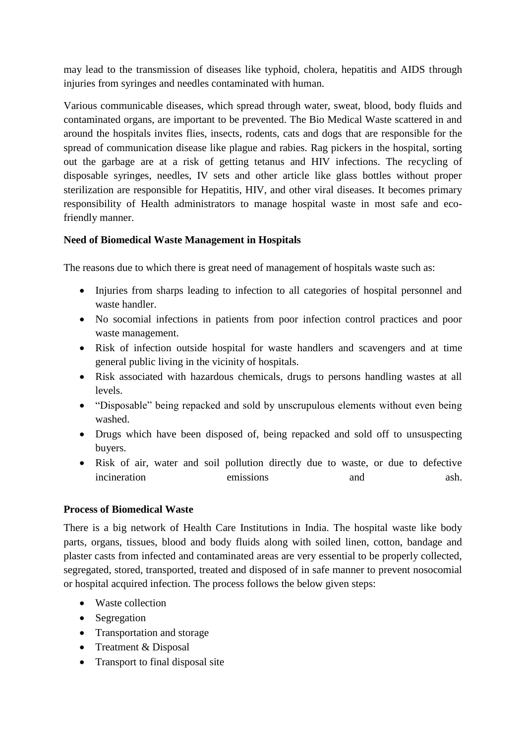may lead to the transmission of diseases like typhoid, cholera, hepatitis and AIDS through injuries from syringes and needles contaminated with human.

Various communicable diseases, which spread through water, sweat, blood, body fluids and contaminated organs, are important to be prevented. The Bio Medical Waste scattered in and around the hospitals invites flies, insects, rodents, cats and dogs that are responsible for the spread of communication disease like plague and rabies. Rag pickers in the hospital, sorting out the garbage are at a risk of getting tetanus and HIV infections. The recycling of disposable syringes, needles, IV sets and other article like glass bottles without proper sterilization are responsible for Hepatitis, HIV, and other viral diseases. It becomes primary responsibility of Health administrators to manage hospital waste in most safe and eco-friendly manner.

**Need of Biomedical Waste Management in Hospitals**

The reasons due to which there is great need of management of hospitals waste such as:

- Injuries from sharps leading to infection to all categories of hospital personnel and waste handler.
- No socomial infections in patients from poor infection control practices and poor waste management.
- Risk of infection outside hospital for waste handlers and scavengers and at time general public living in the vicinity of hospitals.
- Risk associated with hazardous chemicals, drugs to persons handling wastes at all levels.
- "Disposable" being repacked and sold by unscrupulous elements without even being washed.
- Drugs which have been disposed of, being repacked and sold off to unsuspecting buyers.
- Risk of air, water and soil pollution directly due to waste, or due to defective incineration emissions and ash.

**Process of Biomedical Waste**

There is a big network of Health Care Institutions in India. The hospital waste like body parts, organs, tissues, blood and body fluids along with soiled linen, cotton, bandage and plaster casts from infected and contaminated areas are very essential to be properly collected, segregated, stored, transported, treated and disposed of in safe manner to prevent nosocomial or hospital acquired infection. The process follows the below given steps:

- Waste collection
- Segregation
- Transportation and storage
- Treatment & Disposal
- Transport to final disposal site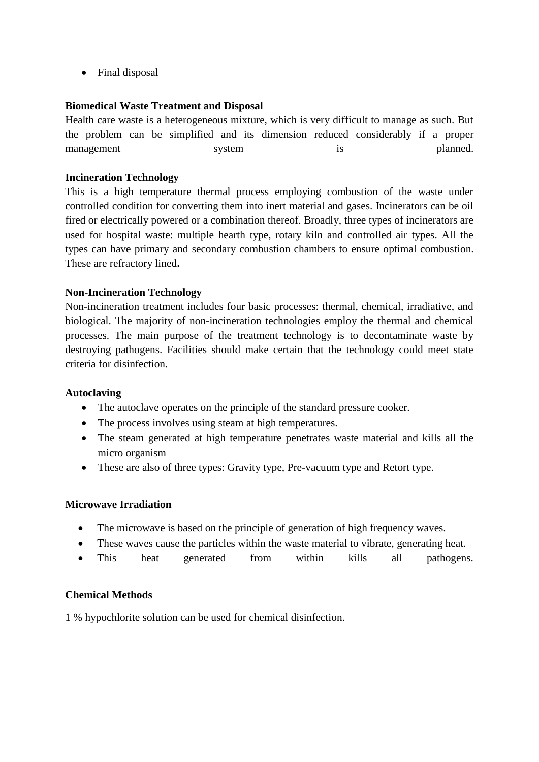- Final disposal

**Biomedical Waste Treatment and Disposal**

Health care waste is a heterogeneous mixture, which is very difficult to manage as such. But the problem can be simplified and its dimension reduced considerably if a proper management system is planned.

**Incineration Technology**

This is a high temperature thermal process employing combustion of the waste under controlled condition for converting them into inert material and gases. Incinerators can be oil fired or electrically powered or a combination thereof. Broadly, three types of incinerators are used for hospital waste: multiple hearth type, rotary kiln and controlled air types. All the types can have primary and secondary combustion chambers to ensure optimal combustion. These are refractory lined**.**

**Non-Incineration Technology**

Non-incineration treatment includes four basic processes: thermal, chemical, irradiative, and biological. The majority of non-incineration technologies employ the thermal and chemical processes. The main purpose of the treatment technology is to decontaminate waste by destroying pathogens. Facilities should make certain that the technology could meet state criteria for disinfection.

**Autoclaving**

- The autoclave operates on the principle of the standard pressure cooker.
- The process involves using steam at high temperatures.
- The steam generated at high temperature penetrates waste material and kills all the micro organism
- These are also of three types: Gravity type, Pre-vacuum type and Retort type.

**Microwave Irradiation**

- The microwave is based on the principle of generation of high frequency waves.
- These waves cause the particles within the waste material to vibrate, generating heat.
- This heat generated from within kills all pathogens.

**Chemical Methods**

1 % hypochlorite solution can be used for chemical disinfection.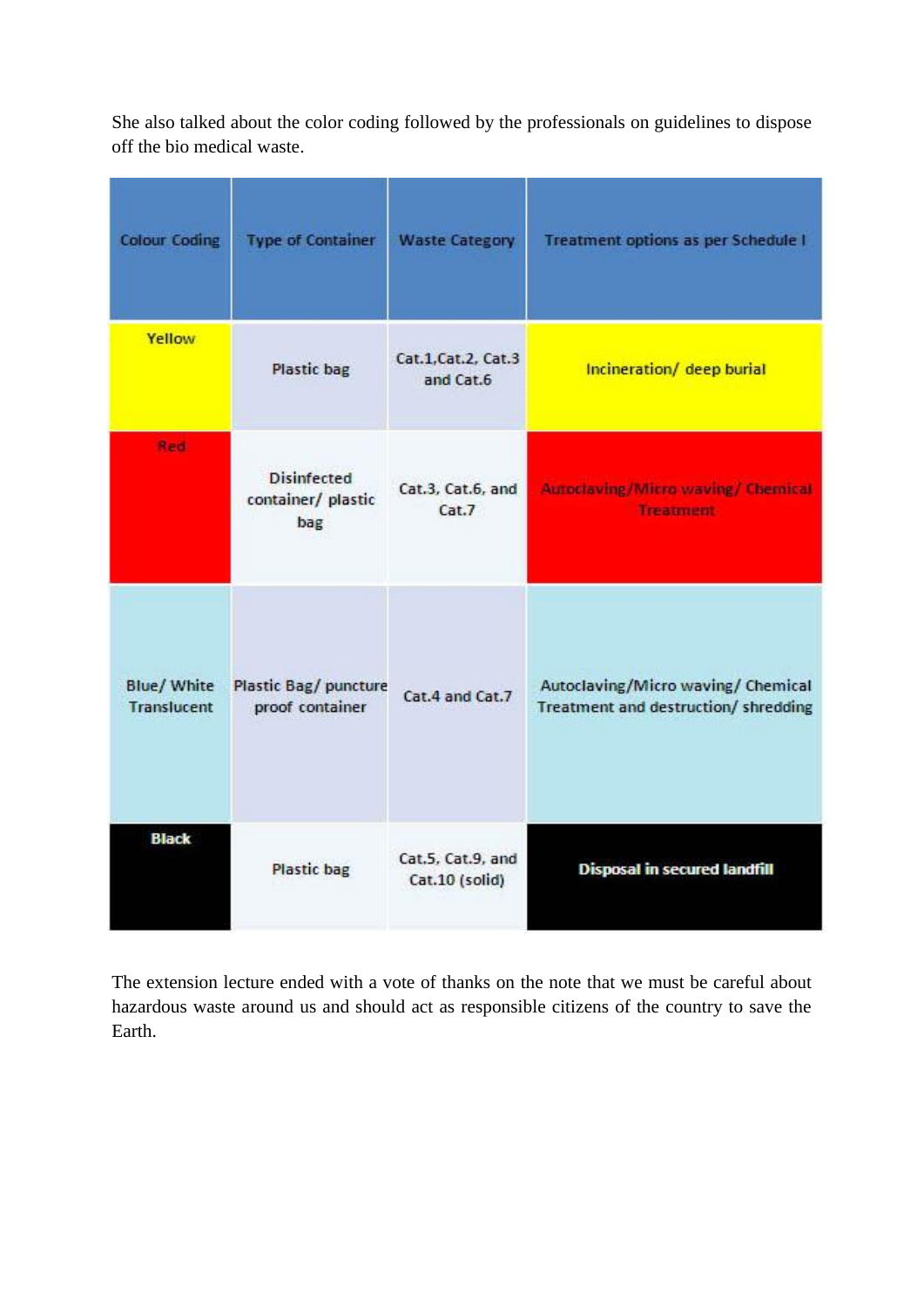She also talked about the color coding followed by the professionals on guidelines to dispose off the bio medical waste.

| Colour Coding | Type of Container | Waste Category | Treatment options as per Schedule I |
| --- | --- | --- | --- |
| Yellow | Plastic bag | Cat.1,Cat.2, Cat.3 and Cat.6 | Incineration/ deep burial |
| Red | Disinfected container/ plastic bag | Cat.3, Cat.6, and Cat.7 | Autoclaving/Micro waving/ Chemical Treatment |
| Blue/ White Translucent | Plastic Bag/ puncture proof container | Cat.4 and Cat.7 | Autoclaving/Micro waving/ Chemical Treatment and destruction/ shredding |
| Black | Plastic bag | Cat.5, Cat.9, and Cat.10 (solid) | Disposal in secured landfill |

The extension lecture ended with a vote of thanks on the note that we must be careful about hazardous waste around us and should act as responsible citizens of the country to save the Earth.